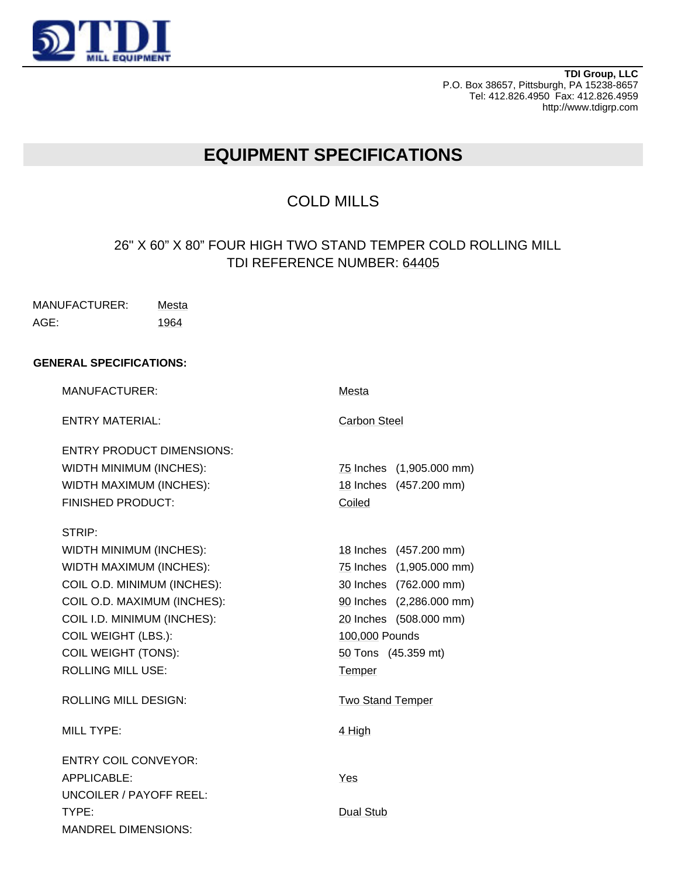TDI MILL EQUIPMENT

**TDI Group, LLC**
P.O. Box 38657, Pittsburgh, PA 15238-8657
Tel: 412.826.4950 Fax: 412.826.4959
http://www.tdigrp.com

# EQUIPMENT SPECIFICATIONS

## COLD MILLS

### 26" X 60" X 80" FOUR HIGH TWO STAND TEMPER COLD ROLLING MILL
### TDI REFERENCE NUMBER: 64405

MANUFACTURER: Mesta
AGE: 1964

**GENERAL SPECIFICATIONS:**

| | |
|---|---|
| MANUFACTURER: | Mesta |
| ENTRY MATERIAL: | Carbon Steel |
| ENTRY PRODUCT DIMENSIONS: | |
| WIDTH MINIMUM (INCHES): | 75 Inches (1,905.000 mm) |
| WIDTH MAXIMUM (INCHES): | 18 Inches (457.200 mm) |
| FINISHED PRODUCT: | Coiled |
| STRIP: | |
| WIDTH MINIMUM (INCHES): | 18 Inches (457.200 mm) |
| WIDTH MAXIMUM (INCHES): | 75 Inches (1,905.000 mm) |
| COIL O.D. MINIMUM (INCHES): | 30 Inches (762.000 mm) |
| COIL O.D. MAXIMUM (INCHES): | 90 Inches (2,286.000 mm) |
| COIL I.D. MINIMUM (INCHES): | 20 Inches (508.000 mm) |
| COIL WEIGHT (LBS.): | 100,000 Pounds |
| COIL WEIGHT (TONS): | 50 Tons (45.359 mt) |
| ROLLING MILL USE: | Temper |
| ROLLING MILL DESIGN: | Two Stand Temper |
| MILL TYPE: | 4 High |
| ENTRY COIL CONVEYOR: | |
| APPLICABLE: | Yes |
| UNCOILER / PAYOFF REEL: | |
| TYPE: | Dual Stub |
| MANDREL DIMENSIONS: | |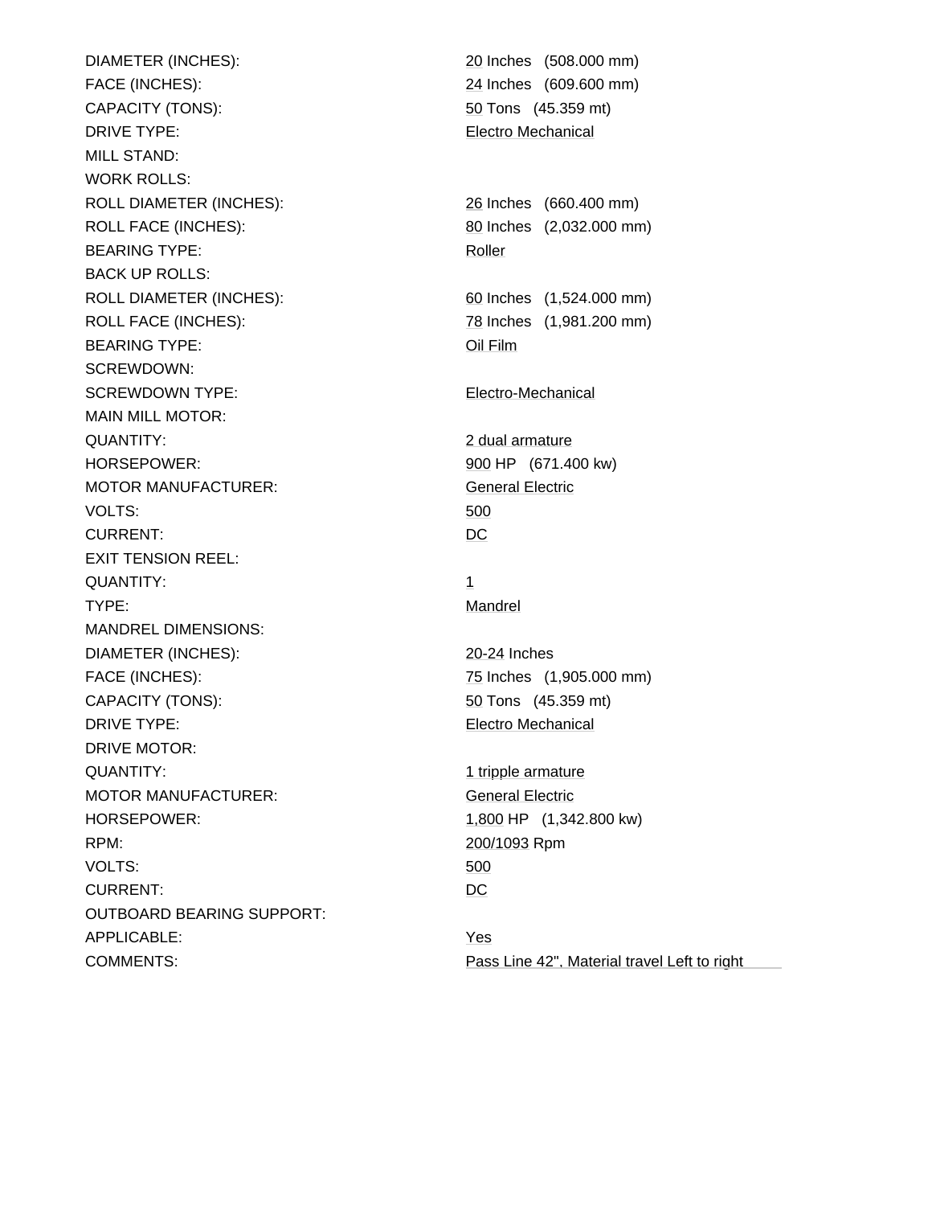| | |
|---|---|
| DIAMETER (INCHES): | 20 Inches (508.000 mm) |
| FACE (INCHES): | 24 Inches (609.600 mm) |
| CAPACITY (TONS): | 50 Tons (45.359 mt) |
| DRIVE TYPE: | Electro Mechanical |
| MILL STAND: | |
| WORK ROLLS: | |
| ROLL DIAMETER (INCHES): | 26 Inches (660.400 mm) |
| ROLL FACE (INCHES): | 80 Inches (2,032.000 mm) |
| BEARING TYPE: | Roller |
| BACK UP ROLLS: | |
| ROLL DIAMETER (INCHES): | 60 Inches (1,524.000 mm) |
| ROLL FACE (INCHES): | 78 Inches (1,981.200 mm) |
| BEARING TYPE: | Oil Film |
| SCREWDOWN: | |
| SCREWDOWN TYPE: | Electro-Mechanical |
| MAIN MILL MOTOR: | |
| QUANTITY: | 2 dual armature |
| HORSEPOWER: | 900 HP (671.400 kw) |
| MOTOR MANUFACTURER: | General Electric |
| VOLTS: | 500 |
| CURRENT: | DC |
| EXIT TENSION REEL: | |
| QUANTITY: | 1 |
| TYPE: | Mandrel |
| MANDREL DIMENSIONS: | |
| DIAMETER (INCHES): | 20-24 Inches |
| FACE (INCHES): | 75 Inches (1,905.000 mm) |
| CAPACITY (TONS): | 50 Tons (45.359 mt) |
| DRIVE TYPE: | Electro Mechanical |
| DRIVE MOTOR: | |
| QUANTITY: | 1 tripple armature |
| MOTOR MANUFACTURER: | General Electric |
| HORSEPOWER: | 1,800 HP (1,342.800 kw) |
| RPM: | 200/1093 Rpm |
| VOLTS: | 500 |
| CURRENT: | DC |
| OUTBOARD BEARING SUPPORT: | |
| APPLICABLE: | Yes |
| COMMENTS: | Pass Line 42", Material travel Left to right |